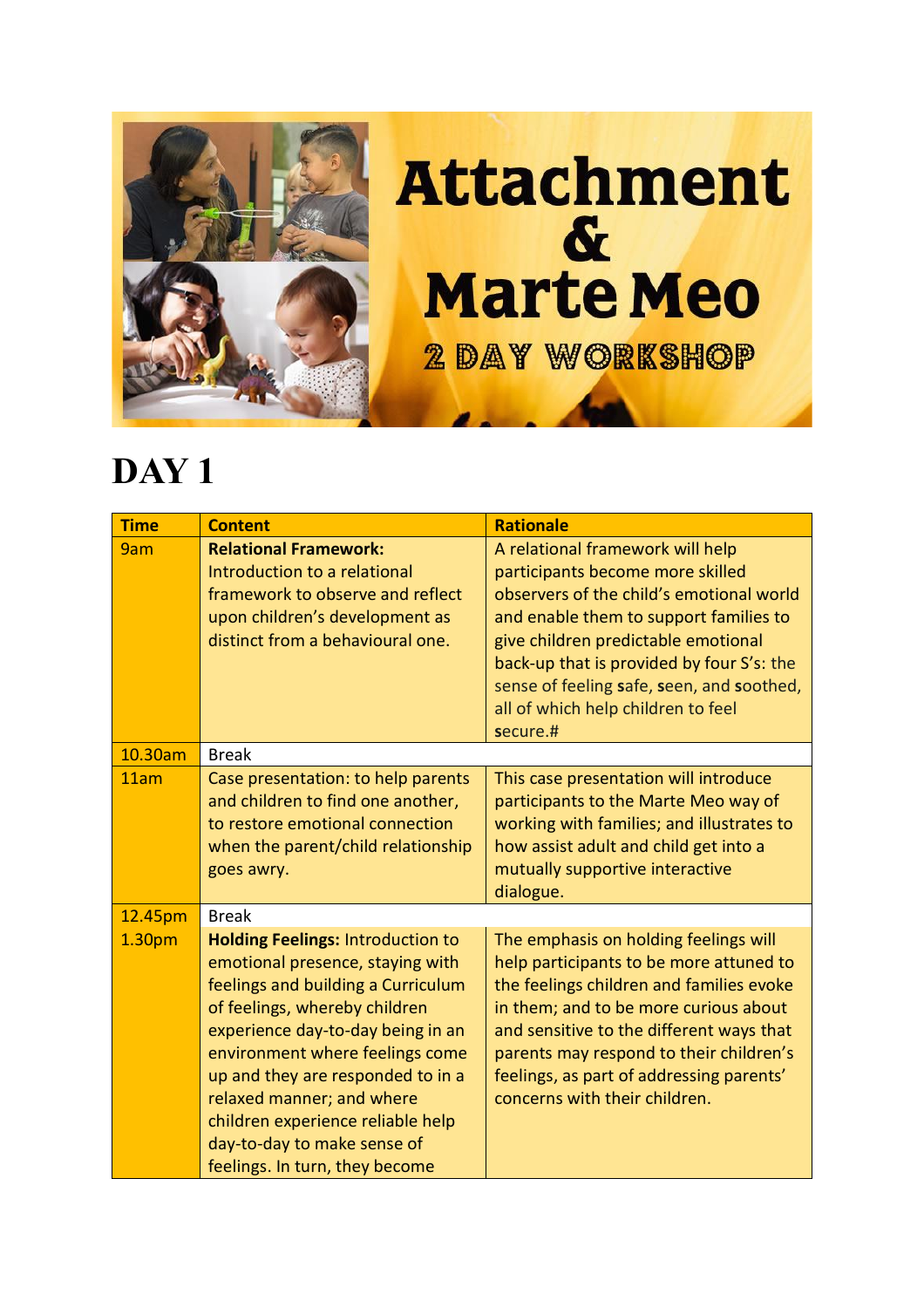# Attachment & Marte Meo

## 2 DAY WORKSHOP

# DAY 1

| Time | Content | Rationale |
|---|---|---|
| 9am | **Relational Framework:** Introduction to a relational framework to observe and reflect upon children's development as distinct from a behavioural one. | A relational framework will help participants become more skilled observers of the child's emotional world and enable them to support families to give children predictable emotional back-up that is provided by four S's: the sense of feeling **s**afe, **s**een, and **s**oothed, all of which help children to feel **s**ecure.# |
| 10.30am | Break | |
| 11am | Case presentation: to help parents and children to find one another, to restore emotional connection when the parent/child relationship goes awry. | This case presentation will introduce participants to the Marte Meo way of working with families; and illustrates to how assist adult and child get into a mutually supportive interactive dialogue. |
| 12.45pm | Break | |
| 1.30pm | **Holding Feelings:** Introduction to emotional presence, staying with feelings and building a Curriculum of feelings, whereby children experience day-to-day being in an environment where feelings come up and they are responded to in a relaxed manner; and where children experience reliable help day-to-day to make sense of feelings. In turn, they become | The emphasis on holding feelings will help participants to be more attuned to the feelings children and families evoke in them; and to be more curious about and sensitive to the different ways that parents may respond to their children's feelings, as part of addressing parents' concerns with their children. |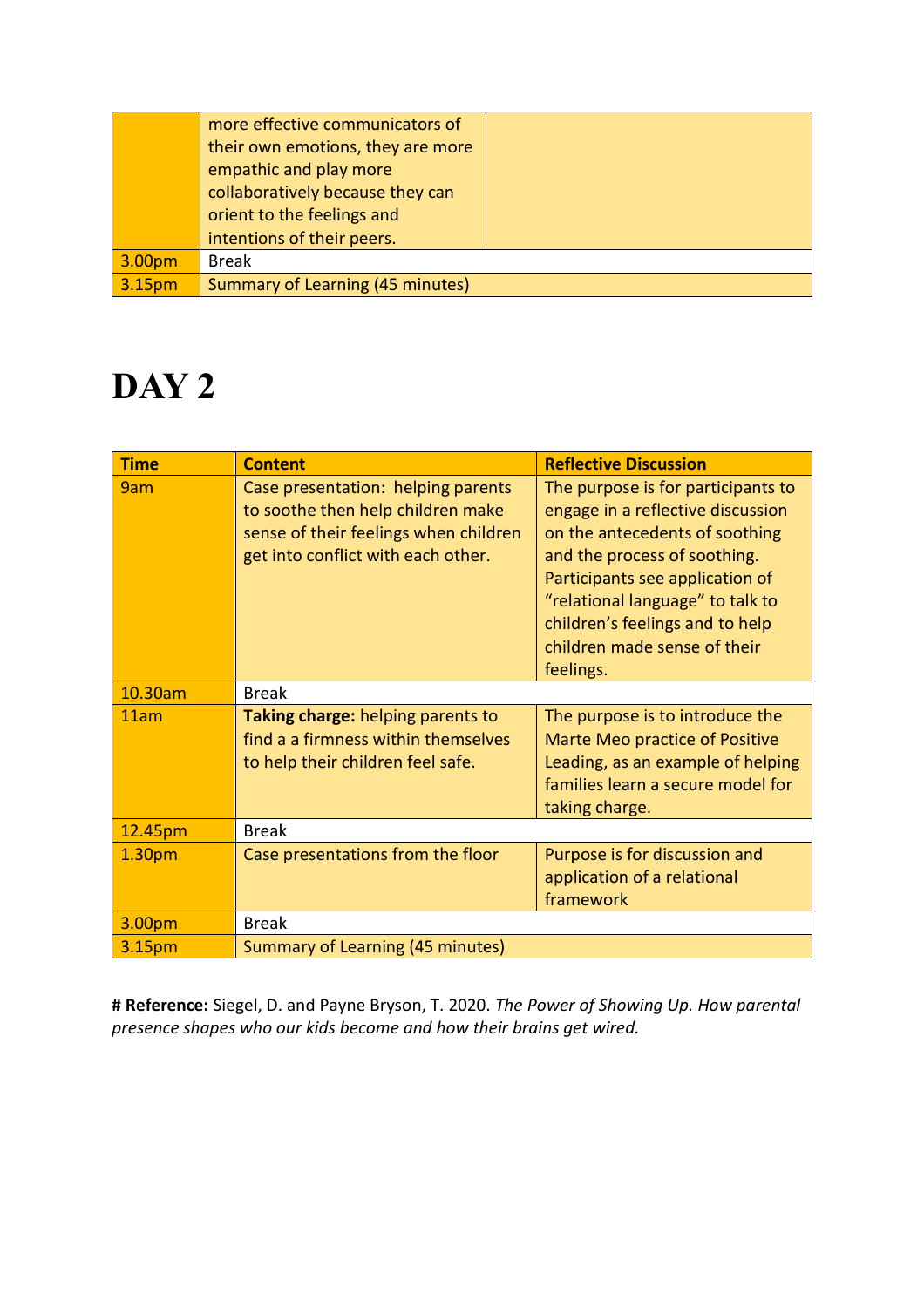| | | |
|---|---|---|
| | more effective communicators of their own emotions, they are more empathic and play more collaboratively because they can orient to the feelings and intentions of their peers. | |
| 3.00pm | Break | |
| 3.15pm | Summary of Learning (45 minutes) | |

# DAY 2

| Time | Content | Reflective Discussion |
|---|---|---|
| 9am | Case presentation: helping parents to soothe then help children make sense of their feelings when children get into conflict with each other. | The purpose is for participants to engage in a reflective discussion on the antecedents of soothing and the process of soothing. Participants see application of "relational language" to talk to children's feelings and to help children made sense of their feelings. |
| 10.30am | Break | |
| 11am | **Taking charge:** helping parents to find a a firmness within themselves to help their children feel safe. | The purpose is to introduce the Marte Meo practice of Positive Leading, as an example of helping families learn a secure model for taking charge. |
| 12.45pm | Break | |
| 1.30pm | Case presentations from the floor | Purpose is for discussion and application of a relational framework |
| 3.00pm | Break | |
| 3.15pm | Summary of Learning (45 minutes) | |

**# Reference:** Siegel, D. and Payne Bryson, T. 2020. *The Power of Showing Up. How parental presence shapes who our kids become and how their brains get wired.*